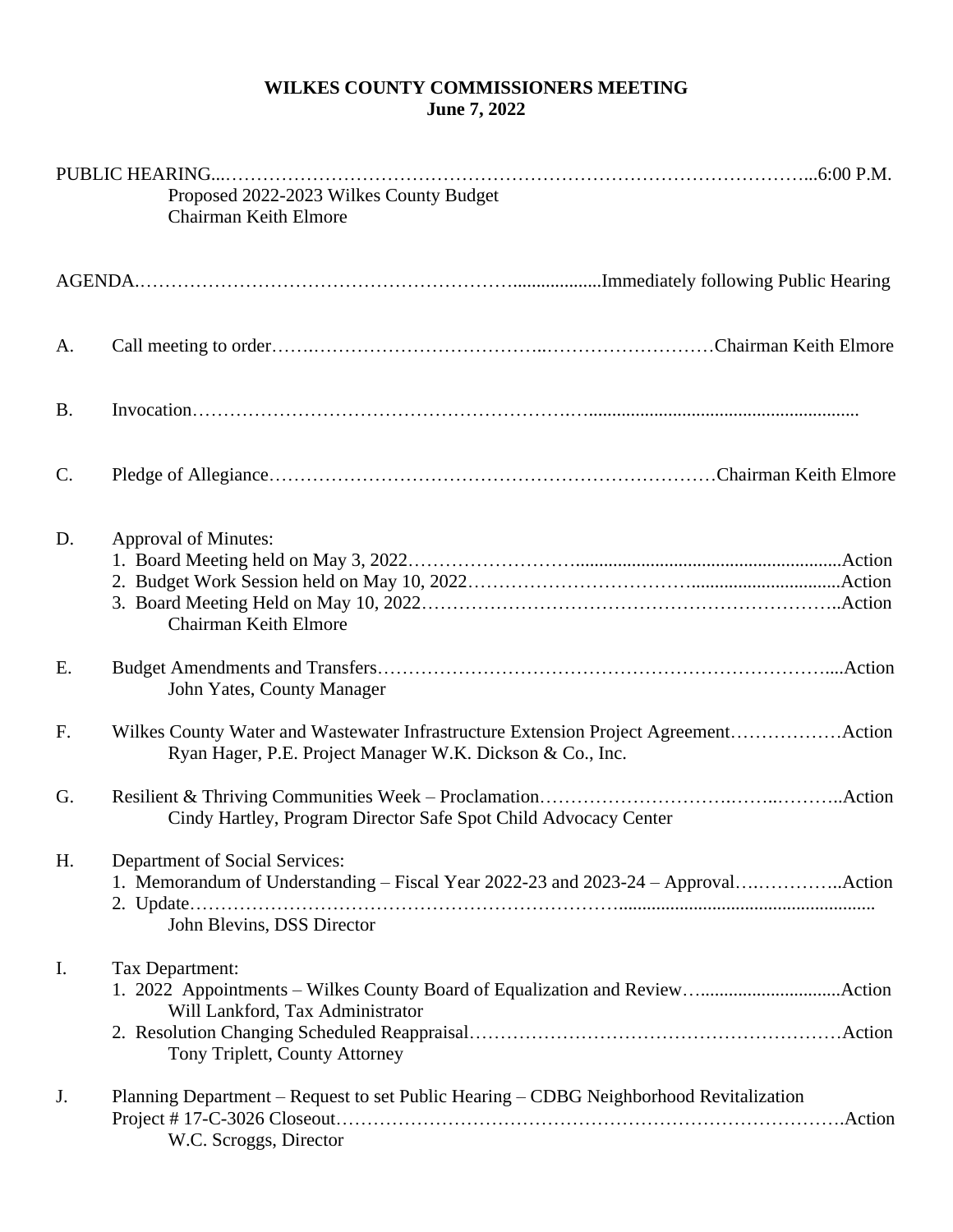# WILKES COUNTY COMMISSIONERS MEETING
## June 7, 2022

PUBLIC HEARING...................................................................................................6:00 P.M.
Proposed 2022-2023 Wilkes County Budget
Chairman Keith Elmore

AGENDA....................................................................Immediately following Public Hearing

A. Call meeting to order..............................................................Chairman Keith Elmore

B. Invocation..............................................................................................................

C. Pledge of Allegiance................................................................Chairman Keith Elmore

D. Approval of Minutes:
   1. Board Meeting held on May 3, 2022..........................................................Action
   2. Budget Work Session held on May 10, 2022...............................................Action
   3. Board Meeting Held on May 10, 2022........................................................Action
   Chairman Keith Elmore

E. Budget Amendments and Transfers..................................................................Action
   John Yates, County Manager

F. Wilkes County Water and Wastewater Infrastructure Extension Project Agreement..................Action
   Ryan Hager, P.E. Project Manager W.K. Dickson & Co., Inc.

G. Resilient & Thriving Communities Week – Proclamation........................................Action
   Cindy Hartley, Program Director Safe Spot Child Advocacy Center

H. Department of Social Services:
   1. Memorandum of Understanding – Fiscal Year 2022-23 and 2023-24 – Approval..............Action
   2. Update.........................................................................................................
   John Blevins, DSS Director

I. Tax Department:
   1. 2022 Appointments – Wilkes County Board of Equalization and Review......................Action
   Will Lankford, Tax Administrator
   2. Resolution Changing Scheduled Reappraisal.................................................Action
   Tony Triplett, County Attorney

J. Planning Department – Request to set Public Hearing – CDBG Neighborhood Revitalization Project # 17-C-3026 Closeout.........................................................................Action
   W.C. Scroggs, Director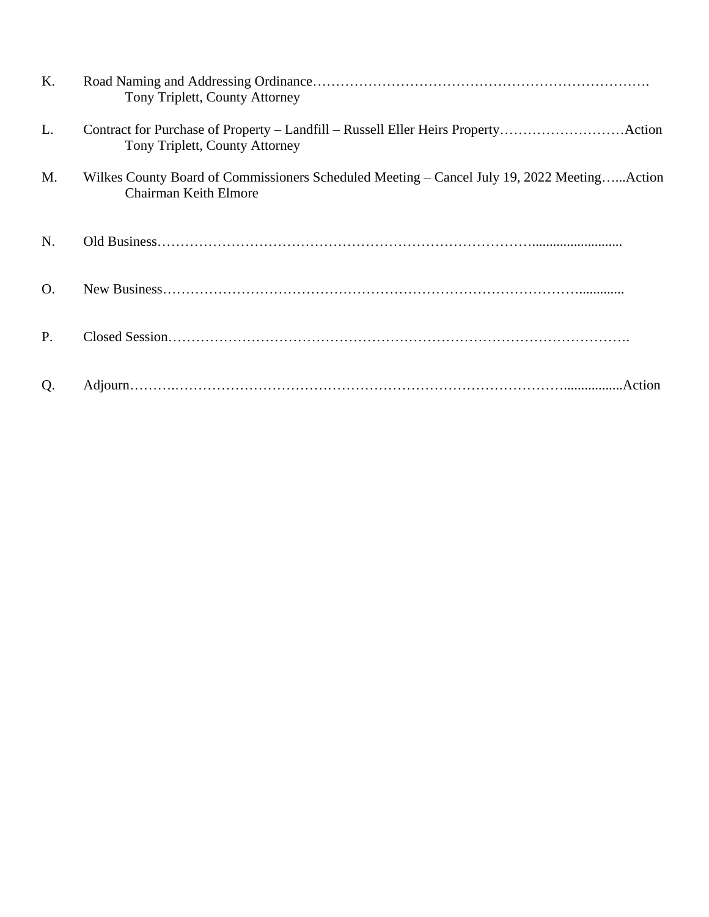K. Road Naming and Addressing Ordinance……………………………………………………………….
    Tony Triplett, County Attorney

L. Contract for Purchase of Property – Landfill – Russell Eller Heirs Property………………………Action
    Tony Triplett, County Attorney

M. Wilkes County Board of Commissioners Scheduled Meeting – Cancel July 19, 2022 Meeting…...Action
    Chairman Keith Elmore

N. Old Business……………………………………………………………………….........................

O. New Business……………………………………………………………………………..............

P. Closed Session……………………………………………………………………………………….

Q. Adjourn……….……………………………………………………………………….................Action